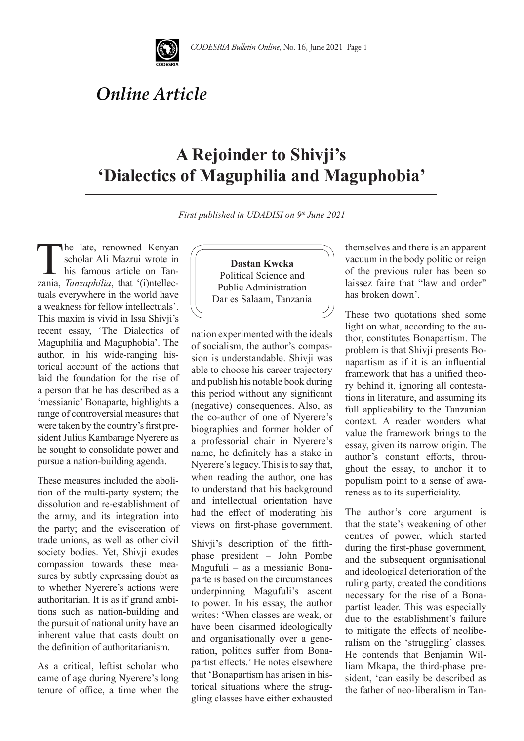## *Online Article*

# A Rejoinder to Shivji's 'Dialectics of Maguphilia and Maguphobia'

*First published in UDADISI on 9th June 2021*

**Dastan Kweka**
Political Science and Public Administration
Dar es Salaam, Tanzania

The late, renowned Kenyan scholar Ali Mazrui wrote in his famous article on Tanzania, *Tanzaphilia*, that '(i)ntellectuals everywhere in the world have a weakness for fellow intellectuals'. This maxim is vivid in Issa Shivji's recent essay, 'The Dialectics of Maguphilia and Maguphobia'. The author, in his wide-ranging historical account of the actions that laid the foundation for the rise of a person that he has described as a 'messianic' Bonaparte, highlights a range of controversial measures that were taken by the country's first president Julius Kambarage Nyerere as he sought to consolidate power and pursue a nation-building agenda.

These measures included the abolition of the multi-party system; the dissolution and re-establishment of the army, and its integration into the party; and the evisceration of trade unions, as well as other civil society bodies. Yet, Shivji exudes compassion towards these measures by subtly expressing doubt as to whether Nyerere's actions were authoritarian. It is as if grand ambitions such as nation-building and the pursuit of national unity have an inherent value that casts doubt on the definition of authoritarianism.

As a critical, leftist scholar who came of age during Nyerere's long tenure of office, a time when the nation experimented with the ideals of socialism, the author's compassion is understandable. Shivji was able to choose his career trajectory and publish his notable book during this period without any significant (negative) consequences. Also, as the co-author of one of Nyerere's biographies and former holder of a professorial chair in Nyerere's name, he definitely has a stake in Nyerere's legacy. This is to say that, when reading the author, one has to understand that his background and intellectual orientation have had the effect of moderating his views on first-phase government.

Shivji's description of the fifth-phase president – John Pombe Magufuli – as a messianic Bonaparte is based on the circumstances underpinning Magufuli's ascent to power. In his essay, the author writes: 'When classes are weak, or have been disarmed ideologically and organisationally over a generation, politics suffer from Bonapartist effects.' He notes elsewhere that 'Bonapartism has arisen in historical situations where the struggling classes have either exhausted themselves and there is an apparent vacuum in the body politic or reign of the previous ruler has been so laissez faire that "law and order" has broken down'.

These two quotations shed some light on what, according to the author, constitutes Bonapartism. The problem is that Shivji presents Bonapartism as if it is an influential framework that has a unified theory behind it, ignoring all contestations in literature, and assuming its full applicability to the Tanzanian context. A reader wonders what value the framework brings to the essay, given its narrow origin. The author's constant efforts, throughout the essay, to anchor it to populism point to a sense of awareness as to its superficiality.

The author's core argument is that the state's weakening of other centres of power, which started during the first-phase government, and the subsequent organisational and ideological deterioration of the ruling party, created the conditions necessary for the rise of a Bonapartist leader. This was especially due to the establishment's failure to mitigate the effects of neoliberalism on the 'struggling' classes. He contends that Benjamin William Mkapa, the third-phase president, 'can easily be described as the father of neo-liberalism in Tan-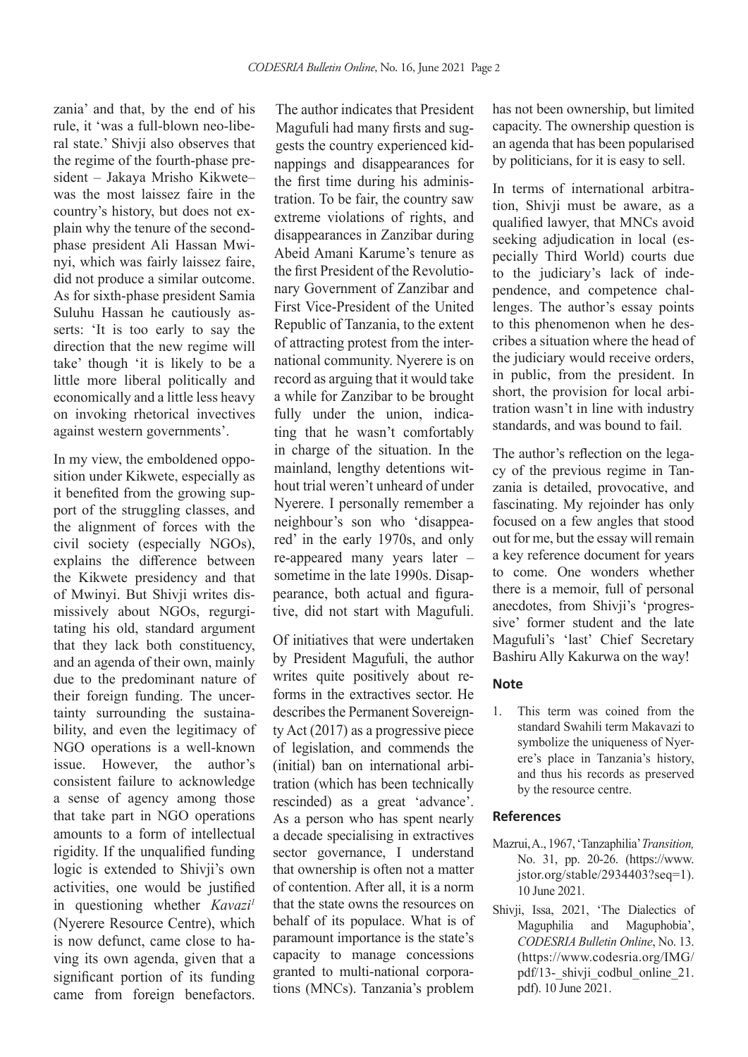zania' and that, by the end of his rule, it 'was a full-blown neo-liberal state.' Shivji also observes that the regime of the fourth-phase president – Jakaya Mrisho Kikwete– was the most laissez faire in the country's history, but does not explain why the tenure of the second-phase president Ali Hassan Mwinyi, which was fairly laissez faire, did not produce a similar outcome. As for sixth-phase president Samia Suluhu Hassan he cautiously asserts: 'It is too early to say the direction that the new regime will take' though 'it is likely to be a little more liberal politically and economically and a little less heavy on invoking rhetorical invectives against western governments'.

In my view, the emboldened opposition under Kikwete, especially as it benefited from the growing support of the struggling classes, and the alignment of forces with the civil society (especially NGOs), explains the difference between the Kikwete presidency and that of Mwinyi. But Shivji writes dismissively about NGOs, regurgitating his old, standard argument that they lack both constituency, and an agenda of their own, mainly due to the predominant nature of their foreign funding. The uncertainty surrounding the sustainability, and even the legitimacy of NGO operations is a well-known issue. However, the author's consistent failure to acknowledge a sense of agency among those that take part in NGO operations amounts to a form of intellectual rigidity. If the unqualified funding logic is extended to Shivji's own activities, one would be justified in questioning whether *Kavazi*[1] (Nyerere Resource Centre), which is now defunct, came close to having its own agenda, given that a significant portion of its funding came from foreign benefactors.

The author indicates that President Magufuli had many firsts and suggests the country experienced kidnappings and disappearances for the first time during his administration. To be fair, the country saw extreme violations of rights, and disappearances in Zanzibar during Abeid Amani Karume's tenure as the first President of the Revolutionary Government of Zanzibar and First Vice-President of the United Republic of Tanzania, to the extent of attracting protest from the international community. Nyerere is on record as arguing that it would take a while for Zanzibar to be brought fully under the union, indicating that he wasn't comfortably in charge of the situation. In the mainland, lengthy detentions without trial weren't unheard of under Nyerere. I personally remember a neighbour's son who 'disappeared' in the early 1970s, and only re-appeared many years later – sometime in the late 1990s. Disappearance, both actual and figurative, did not start with Magufuli.

Of initiatives that were undertaken by President Magufuli, the author writes quite positively about reforms in the extractives sector. He describes the Permanent Sovereignty Act (2017) as a progressive piece of legislation, and commends the (initial) ban on international arbitration (which has been technically rescinded) as a great 'advance'. As a person who has spent nearly a decade specialising in extractives sector governance, I understand that ownership is often not a matter of contention. After all, it is a norm that the state owns the resources on behalf of its populace. What is of paramount importance is the state's capacity to manage concessions granted to multi-national corporations (MNCs). Tanzania's problem has not been ownership, but limited capacity. The ownership question is an agenda that has been popularised by politicians, for it is easy to sell.

In terms of international arbitration, Shivji must be aware, as a qualified lawyer, that MNCs avoid seeking adjudication in local (especially Third World) courts due to the judiciary's lack of independence, and competence challenges. The author's essay points to this phenomenon when he describes a situation where the head of the judiciary would receive orders, in public, from the president. In short, the provision for local arbitration wasn't in line with industry standards, and was bound to fail.

The author's reflection on the legacy of the previous regime in Tanzania is detailed, provocative, and fascinating. My rejoinder has only focused on a few angles that stood out for me, but the essay will remain a key reference document for years to come. One wonders whether there is a memoir, full of personal anecdotes, from Shivji's 'progressive' former student and the late Magufuli's 'last' Chief Secretary Bashiru Ally Kakurwa on the way!

## Note

1. This term was coined from the standard Swahili term Makavazi to symbolize the uniqueness of Nyerere's place in Tanzania's history, and thus his records as preserved by the resource centre.

## References

Mazrui, A., 1967, 'Tanzaphilia' *Transition,* No. 31, pp. 20-26. (https://www.jstor.org/stable/2934403?seq=1). 10 June 2021.

Shivji, Issa, 2021, 'The Dialectics of Maguphilia and Maguphobia', *CODESRIA Bulletin Online*, No. 13. (https://www.codesria.org/IMG/pdf/13-_shivji_codbul_online_21.pdf). 10 June 2021.